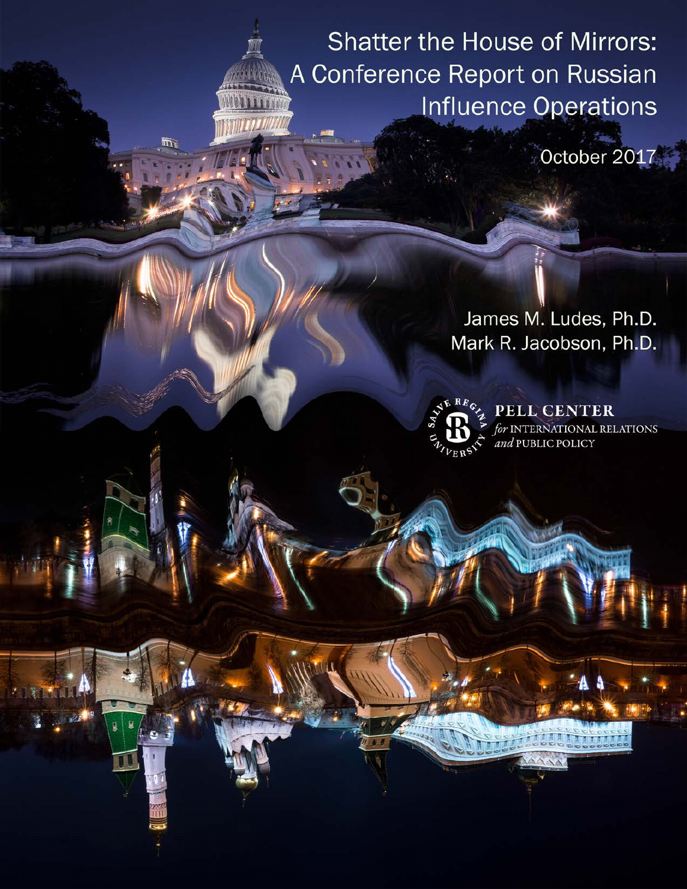# Shatter the House of Mirrors: A Conference Report on Russian Influence Operations

October 2017

James M. Ludes, Ph.D.
Mark R. Jacobson, Ph.D.

PELL CENTER
*for* INTERNATIONAL RELATIONS
*and* PUBLIC POLICY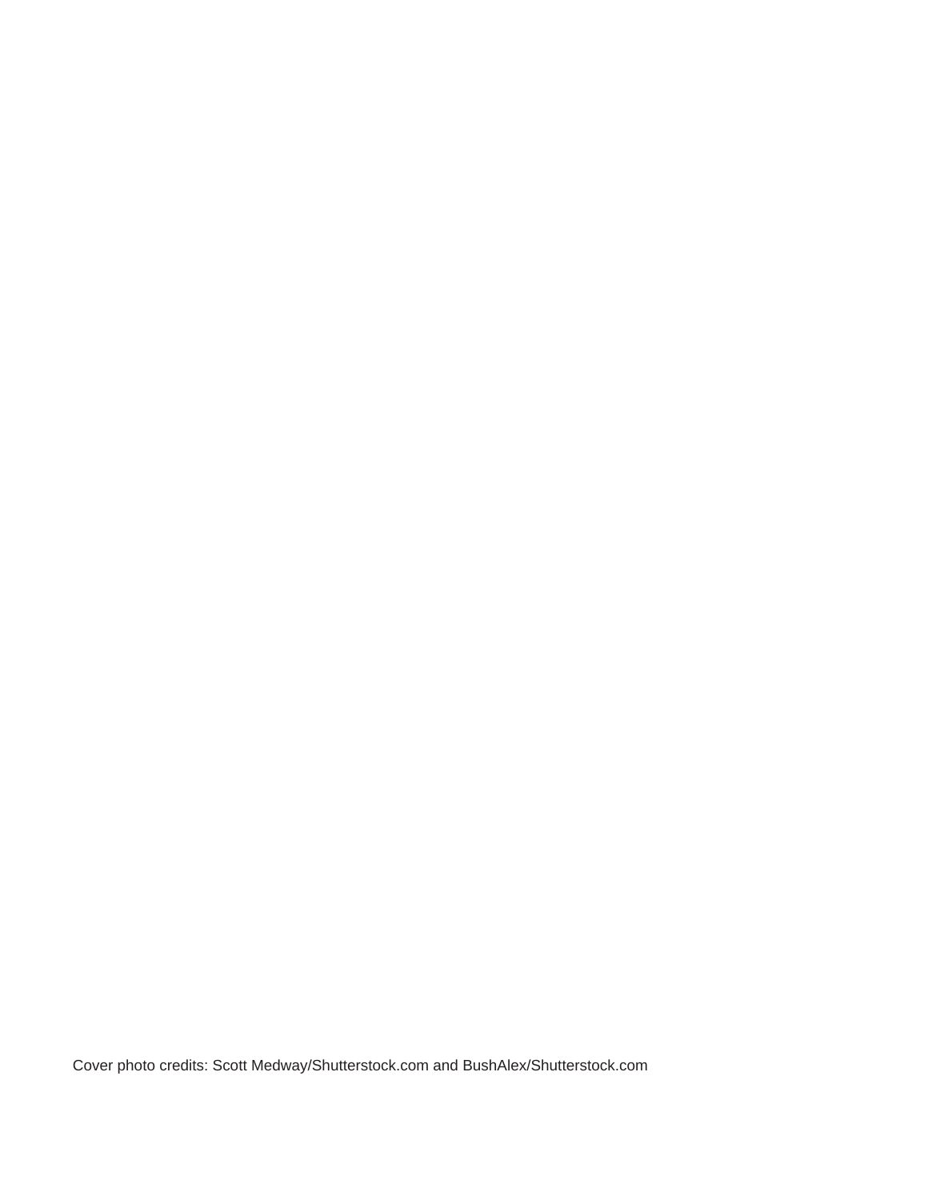Cover photo credits: Scott Medway/Shutterstock.com and BushAlex/Shutterstock.com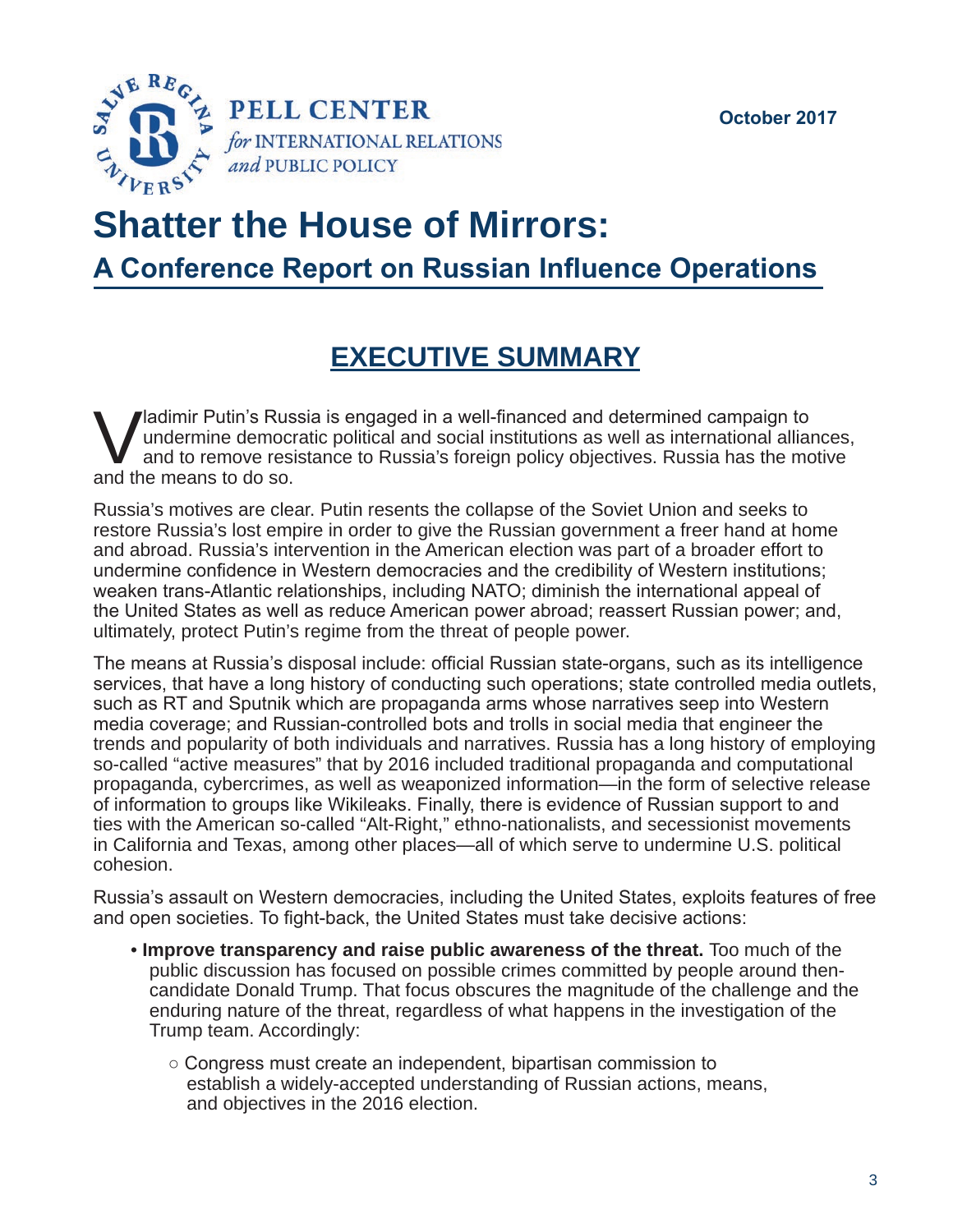PELL CENTER
*for* INTERNATIONAL RELATIONS
*and* PUBLIC POLICY

October 2017

# Shatter the House of Mirrors:

## A Conference Report on Russian Influence Operations

## EXECUTIVE SUMMARY

Vladimir Putin's Russia is engaged in a well-financed and determined campaign to undermine democratic political and social institutions as well as international alliances, and to remove resistance to Russia's foreign policy objectives. Russia has the motive and the means to do so.

Russia's motives are clear. Putin resents the collapse of the Soviet Union and seeks to restore Russia's lost empire in order to give the Russian government a freer hand at home and abroad. Russia's intervention in the American election was part of a broader effort to undermine confidence in Western democracies and the credibility of Western institutions; weaken trans-Atlantic relationships, including NATO; diminish the international appeal of the United States as well as reduce American power abroad; reassert Russian power; and, ultimately, protect Putin's regime from the threat of people power.

The means at Russia's disposal include: official Russian state-organs, such as its intelligence services, that have a long history of conducting such operations; state controlled media outlets, such as RT and Sputnik which are propaganda arms whose narratives seep into Western media coverage; and Russian-controlled bots and trolls in social media that engineer the trends and popularity of both individuals and narratives. Russia has a long history of employing so-called "active measures" that by 2016 included traditional propaganda and computational propaganda, cybercrimes, as well as weaponized information—in the form of selective release of information to groups like Wikileaks. Finally, there is evidence of Russian support to and ties with the American so-called "Alt-Right," ethno-nationalists, and secessionist movements in California and Texas, among other places—all of which serve to undermine U.S. political cohesion.

Russia's assault on Western democracies, including the United States, exploits features of free and open societies. To fight-back, the United States must take decisive actions:

- **Improve transparency and raise public awareness of the threat.** Too much of the public discussion has focused on possible crimes committed by people around then-candidate Donald Trump. That focus obscures the magnitude of the challenge and the enduring nature of the threat, regardless of what happens in the investigation of the Trump team. Accordingly:
    - Congress must create an independent, bipartisan commission to establish a widely-accepted understanding of Russian actions, means, and objectives in the 2016 election.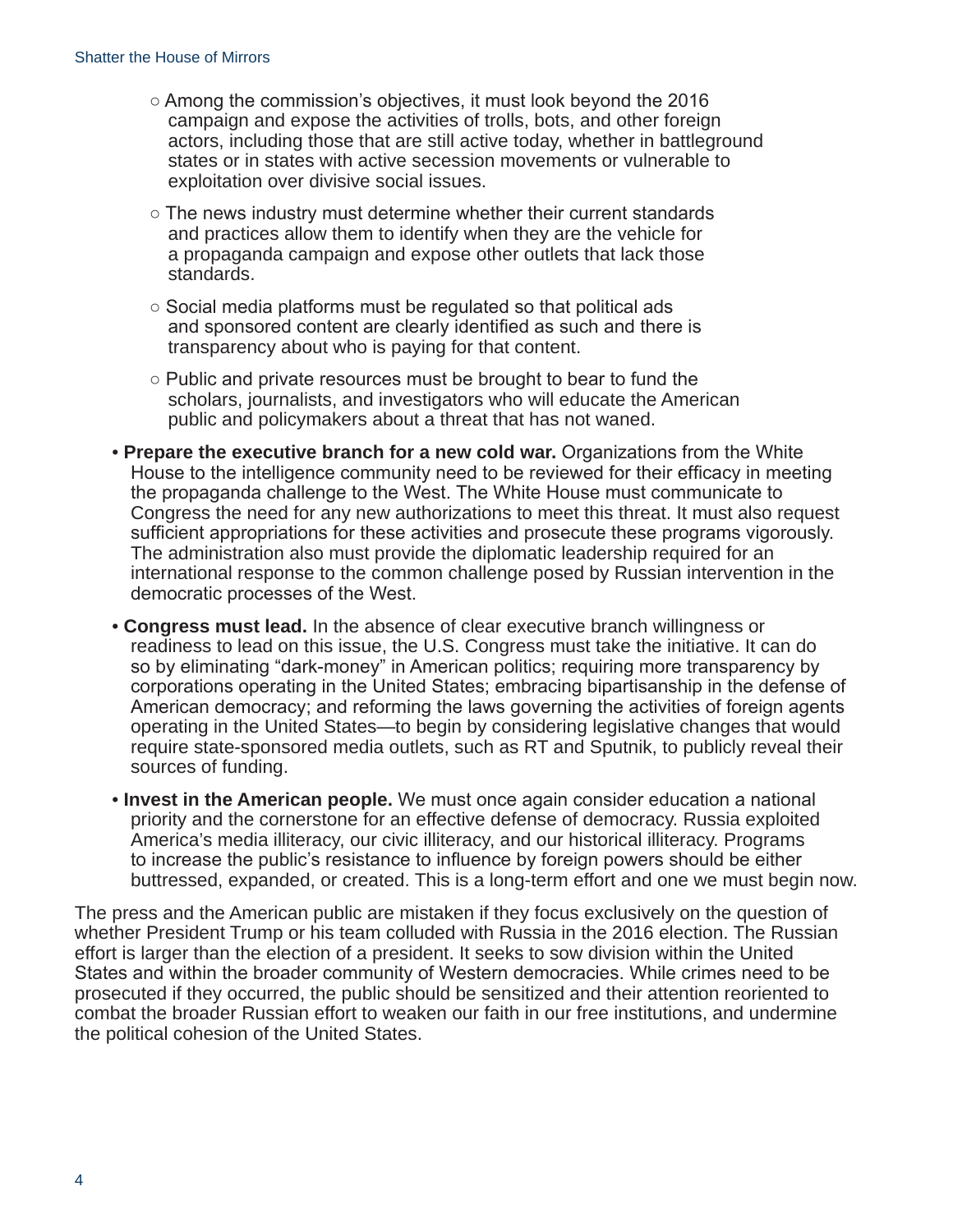- Among the commission's objectives, it must look beyond the 2016 campaign and expose the activities of trolls, bots, and other foreign actors, including those that are still active today, whether in battleground states or in states with active secession movements or vulnerable to exploitation over divisive social issues.
    - The news industry must determine whether their current standards and practices allow them to identify when they are the vehicle for a propaganda campaign and expose other outlets that lack those standards.
    - Social media platforms must be regulated so that political ads and sponsored content are clearly identified as such and there is transparency about who is paying for that content.
    - Public and private resources must be brought to bear to fund the scholars, journalists, and investigators who will educate the American public and policymakers about a threat that has not waned.

- **Prepare the executive branch for a new cold war.** Organizations from the White House to the intelligence community need to be reviewed for their efficacy in meeting the propaganda challenge to the West. The White House must communicate to Congress the need for any new authorizations to meet this threat. It must also request sufficient appropriations for these activities and prosecute these programs vigorously. The administration also must provide the diplomatic leadership required for an international response to the common challenge posed by Russian intervention in the democratic processes of the West.
- **Congress must lead.** In the absence of clear executive branch willingness or readiness to lead on this issue, the U.S. Congress must take the initiative. It can do so by eliminating "dark-money" in American politics; requiring more transparency by corporations operating in the United States; embracing bipartisanship in the defense of American democracy; and reforming the laws governing the activities of foreign agents operating in the United States—to begin by considering legislative changes that would require state-sponsored media outlets, such as RT and Sputnik, to publicly reveal their sources of funding.
- **Invest in the American people.** We must once again consider education a national priority and the cornerstone for an effective defense of democracy. Russia exploited America's media illiteracy, our civic illiteracy, and our historical illiteracy. Programs to increase the public's resistance to influence by foreign powers should be either buttressed, expanded, or created. This is a long-term effort and one we must begin now.

The press and the American public are mistaken if they focus exclusively on the question of whether President Trump or his team colluded with Russia in the 2016 election. The Russian effort is larger than the election of a president. It seeks to sow division within the United States and within the broader community of Western democracies. While crimes need to be prosecuted if they occurred, the public should be sensitized and their attention reoriented to combat the broader Russian effort to weaken our faith in our free institutions, and undermine the political cohesion of the United States.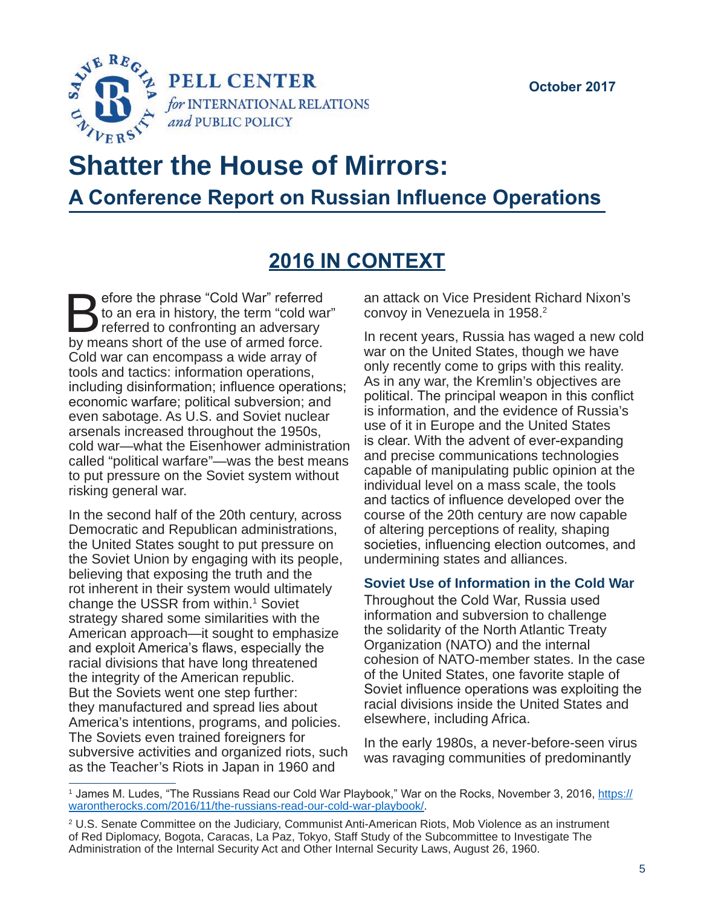# Shatter the House of Mirrors:

## A Conference Report on Russian Influence Operations

October 2017

## 2016 IN CONTEXT

Before the phrase "Cold War" referred to an era in history, the term "cold war" referred to confronting an adversary by means short of the use of armed force. Cold war can encompass a wide array of tools and tactics: information operations, including disinformation; influence operations; economic warfare; political subversion; and even sabotage. As U.S. and Soviet nuclear arsenals increased throughout the 1950s, cold war—what the Eisenhower administration called "political warfare"—was the best means to put pressure on the Soviet system without risking general war.

In the second half of the 20th century, across Democratic and Republican administrations, the United States sought to put pressure on the Soviet Union by engaging with its people, believing that exposing the truth and the rot inherent in their system would ultimately change the USSR from within.[1] Soviet strategy shared some similarities with the American approach—it sought to emphasize and exploit America's flaws, especially the racial divisions that have long threatened the integrity of the American republic. But the Soviets went one step further: they manufactured and spread lies about America's intentions, programs, and policies. The Soviets even trained foreigners for subversive activities and organized riots, such as the Teacher's Riots in Japan in 1960 and an attack on Vice President Richard Nixon's convoy in Venezuela in 1958.[2]

In recent years, Russia has waged a new cold war on the United States, though we have only recently come to grips with this reality. As in any war, the Kremlin's objectives are political. The principal weapon in this conflict is information, and the evidence of Russia's use of it in Europe and the United States is clear. With the advent of ever-expanding and precise communications technologies capable of manipulating public opinion at the individual level on a mass scale, the tools and tactics of influence developed over the course of the 20th century are now capable of altering perceptions of reality, shaping societies, influencing election outcomes, and undermining states and alliances.

### Soviet Use of Information in the Cold War

Throughout the Cold War, Russia used information and subversion to challenge the solidarity of the North Atlantic Treaty Organization (NATO) and the internal cohesion of NATO-member states. In the case of the United States, one favorite staple of Soviet influence operations was exploiting the racial divisions inside the United States and elsewhere, including Africa.

In the early 1980s, a never-before-seen virus was ravaging communities of predominantly

---

[1] James M. Ludes, "The Russians Read our Cold War Playbook," War on the Rocks, November 3, 2016, https://warontherocks.com/2016/11/the-russians-read-our-cold-war-playbook/.

[2] U.S. Senate Committee on the Judiciary, Communist Anti-American Riots, Mob Violence as an instrument of Red Diplomacy, Bogota, Caracas, La Paz, Tokyo, Staff Study of the Subcommittee to Investigate The Administration of the Internal Security Act and Other Internal Security Laws, August 26, 1960.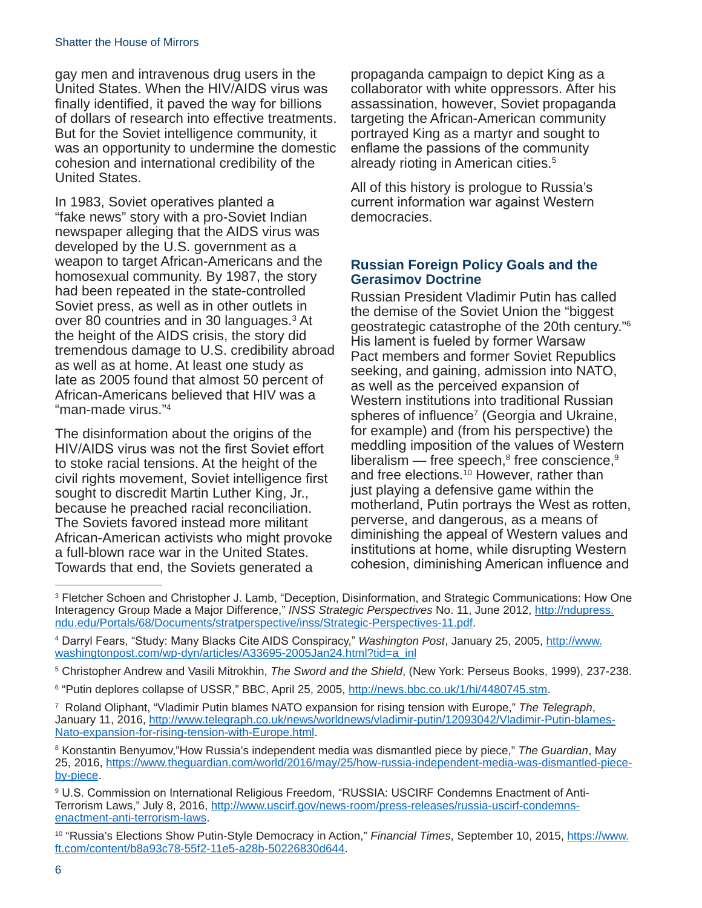gay men and intravenous drug users in the United States. When the HIV/AIDS virus was finally identified, it paved the way for billions of dollars of research into effective treatments. But for the Soviet intelligence community, it was an opportunity to undermine the domestic cohesion and international credibility of the United States.

In 1983, Soviet operatives planted a "fake news" story with a pro-Soviet Indian newspaper alleging that the AIDS virus was developed by the U.S. government as a weapon to target African-Americans and the homosexual community. By 1987, the story had been repeated in the state-controlled Soviet press, as well as in other outlets in over 80 countries and in 30 languages.[3] At the height of the AIDS crisis, the story did tremendous damage to U.S. credibility abroad as well as at home. At least one study as late as 2005 found that almost 50 percent of African-Americans believed that HIV was a "man-made virus."[4]

The disinformation about the origins of the HIV/AIDS virus was not the first Soviet effort to stoke racial tensions. At the height of the civil rights movement, Soviet intelligence first sought to discredit Martin Luther King, Jr., because he preached racial reconciliation. The Soviets favored instead more militant African-American activists who might provoke a full-blown race war in the United States. Towards that end, the Soviets generated a propaganda campaign to depict King as a collaborator with white oppressors. After his assassination, however, Soviet propaganda targeting the African-American community portrayed King as a martyr and sought to enflame the passions of the community already rioting in American cities.[5]

All of this history is prologue to Russia's current information war against Western democracies.

## Russian Foreign Policy Goals and the Gerasimov Doctrine

Russian President Vladimir Putin has called the demise of the Soviet Union the "biggest geostrategic catastrophe of the 20th century."[6] His lament is fueled by former Warsaw Pact members and former Soviet Republics seeking, and gaining, admission into NATO, as well as the perceived expansion of Western institutions into traditional Russian spheres of influence[7] (Georgia and Ukraine, for example) and (from his perspective) the meddling imposition of the values of Western liberalism — free speech,[8] free conscience,[9] and free elections.[10] However, rather than just playing a defensive game within the motherland, Putin portrays the West as rotten, perverse, and dangerous, as a means of diminishing the appeal of Western values and institutions at home, while disrupting Western cohesion, diminishing American influence and

---

[3] Fletcher Schoen and Christopher J. Lamb, "Deception, Disinformation, and Strategic Communications: How One Interagency Group Made a Major Difference," *INSS Strategic Perspectives* No. 11, June 2012, http://ndupress.ndu.edu/Portals/68/Documents/stratperspective/inss/Strategic-Perspectives-11.pdf.

[4] Darryl Fears, "Study: Many Blacks Cite AIDS Conspiracy," *Washington Post*, January 25, 2005, http://www.washingtonpost.com/wp-dyn/articles/A33695-2005Jan24.html?tid=a_inl

[5] Christopher Andrew and Vasili Mitrokhin, *The Sword and the Shield*, (New York: Perseus Books, 1999), 237-238.

[6] "Putin deplores collapse of USSR," BBC, April 25, 2005, http://news.bbc.co.uk/1/hi/4480745.stm.

[7] Roland Oliphant, "Vladimir Putin blames NATO expansion for rising tension with Europe," *The Telegraph*, January 11, 2016, http://www.telegraph.co.uk/news/worldnews/vladimir-putin/12093042/Vladimir-Putin-blames-Nato-expansion-for-rising-tension-with-Europe.html.

[8] Konstantin Benyumov,"How Russia's independent media was dismantled piece by piece," *The Guardian*, May 25, 2016, https://www.theguardian.com/world/2016/may/25/how-russia-independent-media-was-dismantled-piece-by-piece.

[9] U.S. Commission on International Religious Freedom, "RUSSIA: USCIRF Condemns Enactment of Anti-Terrorism Laws," July 8, 2016, http://www.uscirf.gov/news-room/press-releases/russia-uscirf-condemns-enactment-anti-terrorism-laws.

[10] "Russia's Elections Show Putin-Style Democracy in Action," *Financial Times*, September 10, 2015, https://www.ft.com/content/b8a93c78-55f2-11e5-a28b-50226830d644.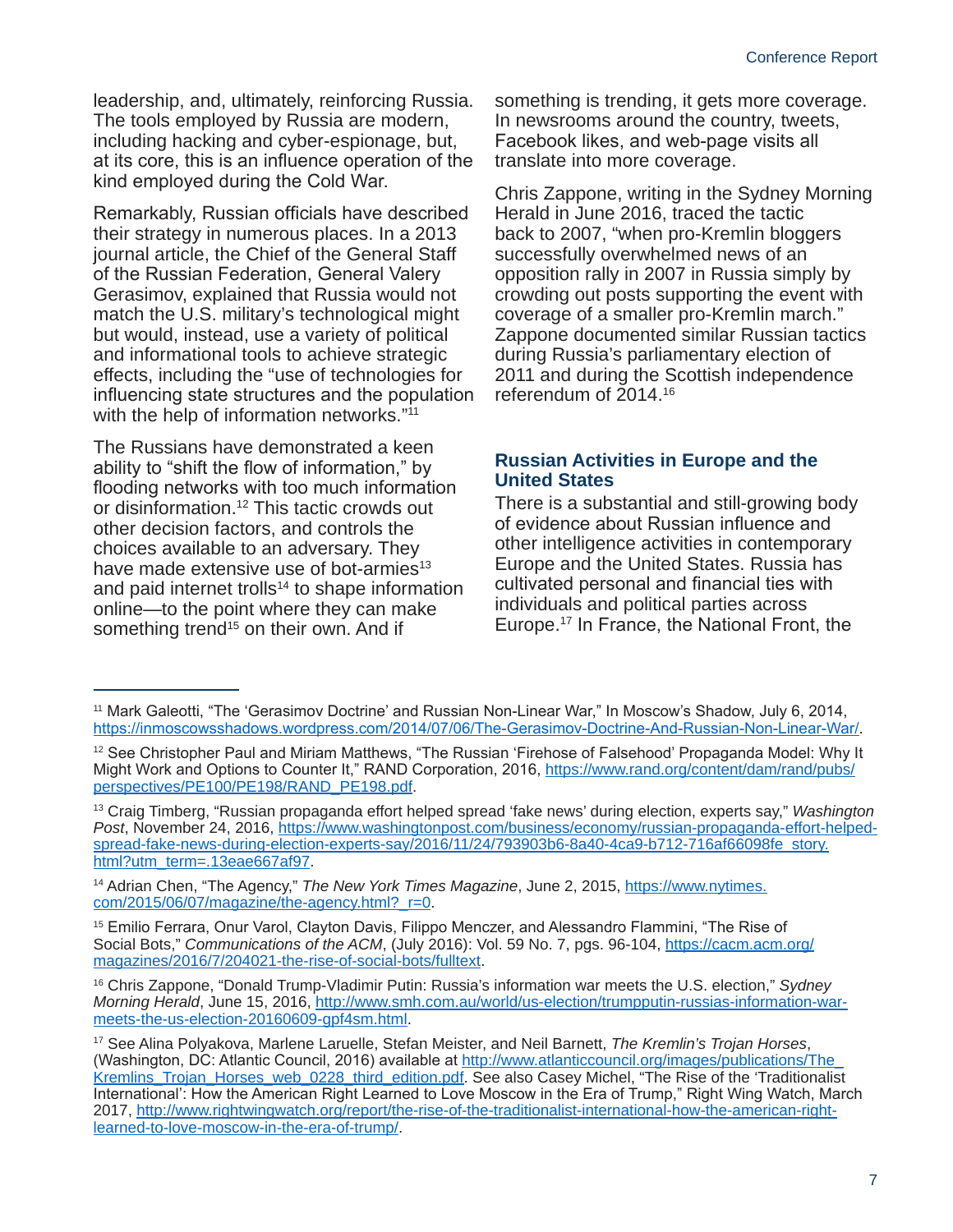leadership, and, ultimately, reinforcing Russia. The tools employed by Russia are modern, including hacking and cyber-espionage, but, at its core, this is an influence operation of the kind employed during the Cold War.

Remarkably, Russian officials have described their strategy in numerous places. In a 2013 journal article, the Chief of the General Staff of the Russian Federation, General Valery Gerasimov, explained that Russia would not match the U.S. military's technological might but would, instead, use a variety of political and informational tools to achieve strategic effects, including the "use of technologies for influencing state structures and the population with the help of information networks."[11]

The Russians have demonstrated a keen ability to "shift the flow of information," by flooding networks with too much information or disinformation.[12] This tactic crowds out other decision factors, and controls the choices available to an adversary. They have made extensive use of bot-armies[13] and paid internet trolls[14] to shape information online—to the point where they can make something trend[15] on their own. And if something is trending, it gets more coverage. In newsrooms around the country, tweets, Facebook likes, and web-page visits all translate into more coverage.

Chris Zappone, writing in the Sydney Morning Herald in June 2016, traced the tactic back to 2007, "when pro-Kremlin bloggers successfully overwhelmed news of an opposition rally in 2007 in Russia simply by crowding out posts supporting the event with coverage of a smaller pro-Kremlin march." Zappone documented similar Russian tactics during Russia's parliamentary election of 2011 and during the Scottish independence referendum of 2014.[16]

### Russian Activities in Europe and the United States

There is a substantial and still-growing body of evidence about Russian influence and other intelligence activities in contemporary Europe and the United States. Russia has cultivated personal and financial ties with individuals and political parties across Europe.[17] In France, the National Front, the

---

[11] Mark Galeotti, "The 'Gerasimov Doctrine' and Russian Non-Linear War," In Moscow's Shadow, July 6, 2014, https://inmoscowsshadows.wordpress.com/2014/07/06/The-Gerasimov-Doctrine-And-Russian-Non-Linear-War/.

[12] See Christopher Paul and Miriam Matthews, "The Russian 'Firehose of Falsehood' Propaganda Model: Why It Might Work and Options to Counter It," RAND Corporation, 2016, https://www.rand.org/content/dam/rand/pubs/perspectives/PE100/PE198/RAND_PE198.pdf.

[13] Craig Timberg, "Russian propaganda effort helped spread 'fake news' during election, experts say," *Washington Post*, November 24, 2016, https://www.washingtonpost.com/business/economy/russian-propaganda-effort-helped-spread-fake-news-during-election-experts-say/2016/11/24/793903b6-8a40-4ca9-b712-716af66098fe_story.html?utm_term=.13eae667af97.

[14] Adrian Chen, "The Agency," *The New York Times Magazine*, June 2, 2015, https://www.nytimes.com/2015/06/07/magazine/the-agency.html?_r=0.

[15] Emilio Ferrara, Onur Varol, Clayton Davis, Filippo Menczer, and Alessandro Flammini, "The Rise of Social Bots," *Communications of the ACM*, (July 2016): Vol. 59 No. 7, pgs. 96-104, https://cacm.acm.org/magazines/2016/7/204021-the-rise-of-social-bots/fulltext.

[16] Chris Zappone, "Donald Trump-Vladimir Putin: Russia's information war meets the U.S. election," *Sydney Morning Herald*, June 15, 2016, http://www.smh.com.au/world/us-election/trumpputin-russias-information-war-meets-the-us-election-20160609-gpf4sm.html.

[17] See Alina Polyakova, Marlene Laruelle, Stefan Meister, and Neil Barnett, *The Kremlin's Trojan Horses*, (Washington, DC: Atlantic Council, 2016) available at http://www.atlanticcouncil.org/images/publications/The_Kremlins_Trojan_Horses_web_0228_third_edition.pdf. See also Casey Michel, "The Rise of the 'Traditionalist International': How the American Right Learned to Love Moscow in the Era of Trump," Right Wing Watch, March 2017, http://www.rightwingwatch.org/report/the-rise-of-the-traditionalist-international-how-the-american-right-learned-to-love-moscow-in-the-era-of-trump/.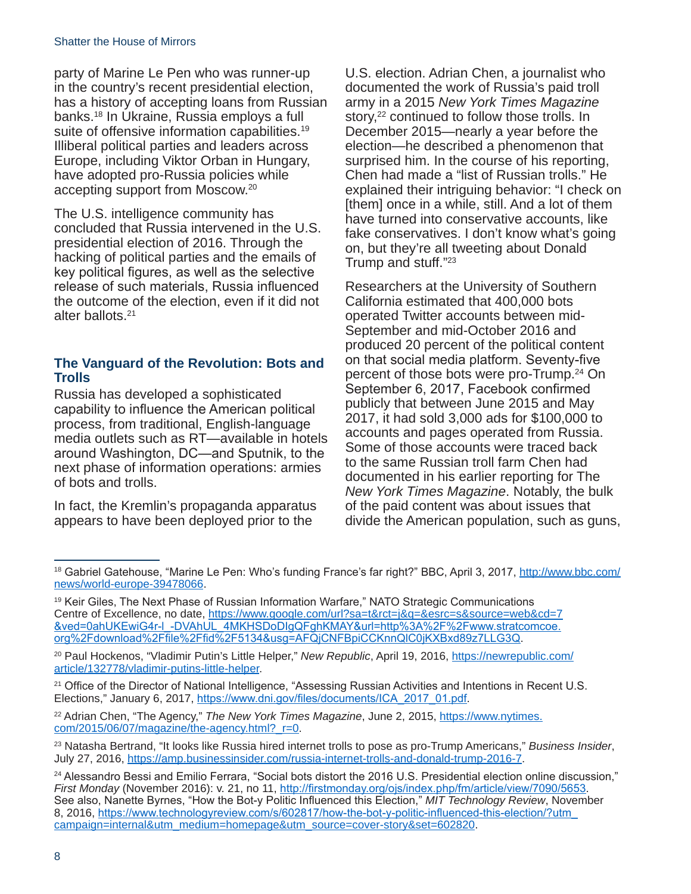party of Marine Le Pen who was runner-up in the country's recent presidential election, has a history of accepting loans from Russian banks.[18] In Ukraine, Russia employs a full suite of offensive information capabilities.[19] Illiberal political parties and leaders across Europe, including Viktor Orban in Hungary, have adopted pro-Russia policies while accepting support from Moscow.[20]

The U.S. intelligence community has concluded that Russia intervened in the U.S. presidential election of 2016. Through the hacking of political parties and the emails of key political figures, as well as the selective release of such materials, Russia influenced the outcome of the election, even if it did not alter ballots.[21]

### The Vanguard of the Revolution: Bots and Trolls

Russia has developed a sophisticated capability to influence the American political process, from traditional, English-language media outlets such as RT—available in hotels around Washington, DC—and Sputnik, to the next phase of information operations: armies of bots and trolls.

In fact, the Kremlin's propaganda apparatus appears to have been deployed prior to the U.S. election. Adrian Chen, a journalist who documented the work of Russia's paid troll army in a 2015 *New York Times Magazine* story,[22] continued to follow those trolls. In December 2015—nearly a year before the election—he described a phenomenon that surprised him. In the course of his reporting, Chen had made a "list of Russian trolls." He explained their intriguing behavior: "I check on [them] once in a while, still. And a lot of them have turned into conservative accounts, like fake conservatives. I don't know what's going on, but they're all tweeting about Donald Trump and stuff."[23]

Researchers at the University of Southern California estimated that 400,000 bots operated Twitter accounts between mid-September and mid-October 2016 and produced 20 percent of the political content on that social media platform. Seventy-five percent of those bots were pro-Trump.[24] On September 6, 2017, Facebook confirmed publicly that between June 2015 and May 2017, it had sold 3,000 ads for $100,000 to accounts and pages operated from Russia. Some of those accounts were traced back to the same Russian troll farm Chen had documented in his earlier reporting for The *New York Times Magazine*. Notably, the bulk of the paid content was about issues that divide the American population, such as guns,

---

[18] Gabriel Gatehouse, "Marine Le Pen: Who's funding France's far right?" BBC, April 3, 2017, http://www.bbc.com/news/world-europe-39478066.

[19] Keir Giles, The Next Phase of Russian Information Warfare," NATO Strategic Communications Centre of Excellence, no date, https://www.google.com/url?sa=t&rct=j&q=&esrc=s&source=web&cd=7&ved=0ahUKEwiG4r-l_-DVAhUL_4MKHSDoDIgQFghKMAY&url=http%3A%2F%2Fwww.stratcomcoe.org%2Fdownload%2Ffile%2Ffid%2F5134&usg=AFQjCNFBpiCCKnnQlC0jKXBxd89z7LLG3Q.

[20] Paul Hockenos, "Vladimir Putin's Little Helper," *New Republic*, April 19, 2016, https://newrepublic.com/article/132778/vladimir-putins-little-helper.

[21] Office of the Director of National Intelligence, "Assessing Russian Activities and Intentions in Recent U.S. Elections," January 6, 2017, https://www.dni.gov/files/documents/ICA_2017_01.pdf.

[22] Adrian Chen, "The Agency," *The New York Times Magazine*, June 2, 2015, https://www.nytimes.com/2015/06/07/magazine/the-agency.html?_r=0.

[23] Natasha Bertrand, "It looks like Russia hired internet trolls to pose as pro-Trump Americans," *Business Insider*, July 27, 2016, https://amp.businessinsider.com/russia-internet-trolls-and-donald-trump-2016-7.

[24] Alessandro Bessi and Emilio Ferrara, "Social bots distort the 2016 U.S. Presidential election online discussion," *First Monday* (November 2016): v. 21, no 11, http://firstmonday.org/ojs/index.php/fm/article/view/7090/5653. See also, Nanette Byrnes, "How the Bot-y Politic Influenced this Election," *MIT Technology Review*, November 8, 2016, https://www.technologyreview.com/s/602817/how-the-bot-y-politic-influenced-this-election/?utm_campaign=internal&utm_medium=homepage&utm_source=cover-story&set=602820.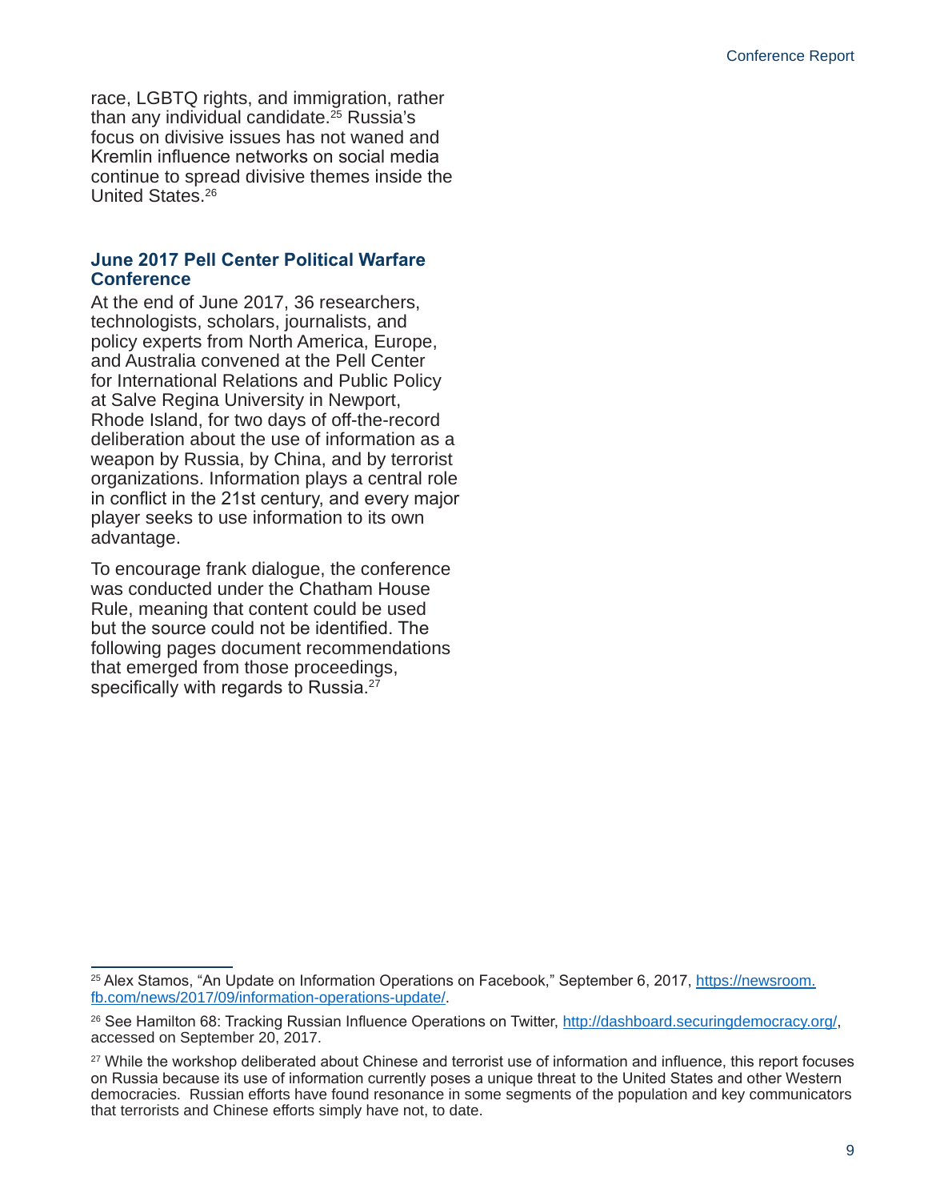race, LGBTQ rights, and immigration, rather than any individual candidate.[25] Russia's focus on divisive issues has not waned and Kremlin influence networks on social media continue to spread divisive themes inside the United States.[26]

## June 2017 Pell Center Political Warfare Conference

At the end of June 2017, 36 researchers, technologists, scholars, journalists, and policy experts from North America, Europe, and Australia convened at the Pell Center for International Relations and Public Policy at Salve Regina University in Newport, Rhode Island, for two days of off-the-record deliberation about the use of information as a weapon by Russia, by China, and by terrorist organizations. Information plays a central role in conflict in the 21st century, and every major player seeks to use information to its own advantage.

To encourage frank dialogue, the conference was conducted under the Chatham House Rule, meaning that content could be used but the source could not be identified. The following pages document recommendations that emerged from those proceedings, specifically with regards to Russia.[27]

---

[25] Alex Stamos, "An Update on Information Operations on Facebook," September 6, 2017, https://newsroom.fb.com/news/2017/09/information-operations-update/.

[26] See Hamilton 68: Tracking Russian Influence Operations on Twitter, http://dashboard.securingdemocracy.org/, accessed on September 20, 2017.

[27] While the workshop deliberated about Chinese and terrorist use of information and influence, this report focuses on Russia because its use of information currently poses a unique threat to the United States and other Western democracies. Russian efforts have found resonance in some segments of the population and key communicators that terrorists and Chinese efforts simply have not, to date.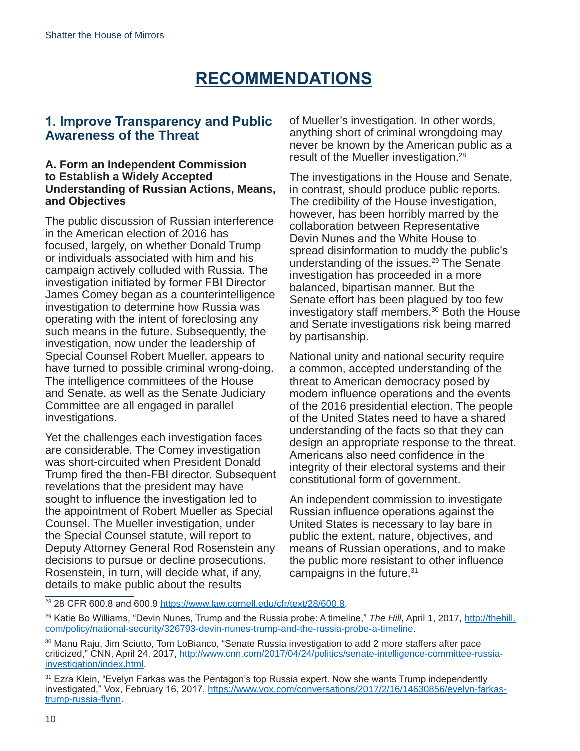# RECOMMENDATIONS

## 1. Improve Transparency and Public Awareness of the Threat

### A. Form an Independent Commission to Establish a Widely Accepted Understanding of Russian Actions, Means, and Objectives

The public discussion of Russian interference in the American election of 2016 has focused, largely, on whether Donald Trump or individuals associated with him and his campaign actively colluded with Russia. The investigation initiated by former FBI Director James Comey began as a counterintelligence investigation to determine how Russia was operating with the intent of foreclosing any such means in the future. Subsequently, the investigation, now under the leadership of Special Counsel Robert Mueller, appears to have turned to possible criminal wrong-doing. The intelligence committees of the House and Senate, as well as the Senate Judiciary Committee are all engaged in parallel investigations.

Yet the challenges each investigation faces are considerable. The Comey investigation was short-circuited when President Donald Trump fired the then-FBI director. Subsequent revelations that the president may have sought to influence the investigation led to the appointment of Robert Mueller as Special Counsel. The Mueller investigation, under the Special Counsel statute, will report to Deputy Attorney General Rod Rosenstein any decisions to pursue or decline prosecutions. Rosenstein, in turn, will decide what, if any, details to make public about the results of Mueller's investigation. In other words, anything short of criminal wrongdoing may never be known by the American public as a result of the Mueller investigation.[28]

The investigations in the House and Senate, in contrast, should produce public reports. The credibility of the House investigation, however, has been horribly marred by the collaboration between Representative Devin Nunes and the White House to spread disinformation to muddy the public's understanding of the issues.[29] The Senate investigation has proceeded in a more balanced, bipartisan manner. But the Senate effort has been plagued by too few investigatory staff members.[30] Both the House and Senate investigations risk being marred by partisanship.

National unity and national security require a common, accepted understanding of the threat to American democracy posed by modern influence operations and the events of the 2016 presidential election. The people of the United States need to have a shared understanding of the facts so that they can design an appropriate response to the threat. Americans also need confidence in the integrity of their electoral systems and their constitutional form of government.

An independent commission to investigate Russian influence operations against the United States is necessary to lay bare in public the extent, nature, objectives, and means of Russian operations, and to make the public more resistant to other influence campaigns in the future.[31]

---

[28] 28 CFR 600.8 and 600.9 https://www.law.cornell.edu/cfr/text/28/600.8.

[29] Katie Bo Williams, "Devin Nunes, Trump and the Russia probe: A timeline," *The Hill*, April 1, 2017, http://thehill.com/policy/national-security/326793-devin-nunes-trump-and-the-russia-probe-a-timeline.

[30] Manu Raju, Jim Sciutto, Tom LoBianco, "Senate Russia investigation to add 2 more staffers after pace criticized," CNN, April 24, 2017, http://www.cnn.com/2017/04/24/politics/senate-intelligence-committee-russia-investigation/index.html.

[31] Ezra Klein, "Evelyn Farkas was the Pentagon's top Russia expert. Now she wants Trump independently investigated," Vox, February 16, 2017, https://www.vox.com/conversations/2017/2/16/14630856/evelyn-farkas-trump-russia-flynn.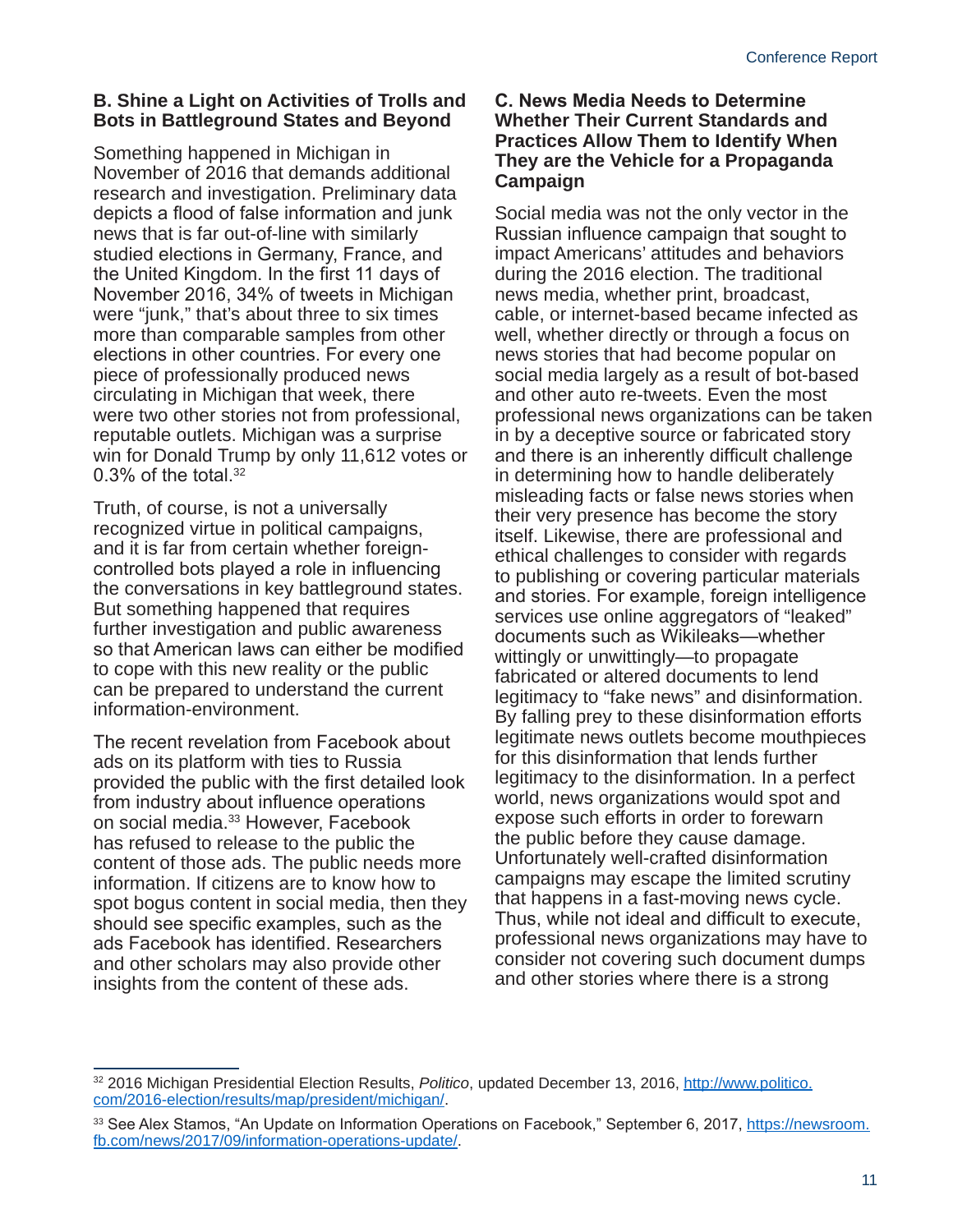### B. Shine a Light on Activities of Trolls and Bots in Battleground States and Beyond

Something happened in Michigan in November of 2016 that demands additional research and investigation. Preliminary data depicts a flood of false information and junk news that is far out-of-line with similarly studied elections in Germany, France, and the United Kingdom. In the first 11 days of November 2016, 34% of tweets in Michigan were "junk," that's about three to six times more than comparable samples from other elections in other countries. For every one piece of professionally produced news circulating in Michigan that week, there were two other stories not from professional, reputable outlets. Michigan was a surprise win for Donald Trump by only 11,612 votes or 0.3% of the total.[32]

Truth, of course, is not a universally recognized virtue in political campaigns, and it is far from certain whether foreign-controlled bots played a role in influencing the conversations in key battleground states. But something happened that requires further investigation and public awareness so that American laws can either be modified to cope with this new reality or the public can be prepared to understand the current information-environment.

The recent revelation from Facebook about ads on its platform with ties to Russia provided the public with the first detailed look from industry about influence operations on social media.[33] However, Facebook has refused to release to the public the content of those ads. The public needs more information. If citizens are to know how to spot bogus content in social media, then they should see specific examples, such as the ads Facebook has identified. Researchers and other scholars may also provide other insights from the content of these ads.

### C. News Media Needs to Determine Whether Their Current Standards and Practices Allow Them to Identify When They are the Vehicle for a Propaganda Campaign

Social media was not the only vector in the Russian influence campaign that sought to impact Americans' attitudes and behaviors during the 2016 election. The traditional news media, whether print, broadcast, cable, or internet-based became infected as well, whether directly or through a focus on news stories that had become popular on social media largely as a result of bot-based and other auto re-tweets. Even the most professional news organizations can be taken in by a deceptive source or fabricated story and there is an inherently difficult challenge in determining how to handle deliberately misleading facts or false news stories when their very presence has become the story itself. Likewise, there are professional and ethical challenges to consider with regards to publishing or covering particular materials and stories. For example, foreign intelligence services use online aggregators of "leaked" documents such as Wikileaks—whether wittingly or unwittingly—to propagate fabricated or altered documents to lend legitimacy to "fake news" and disinformation. By falling prey to these disinformation efforts legitimate news outlets become mouthpieces for this disinformation that lends further legitimacy to the disinformation. In a perfect world, news organizations would spot and expose such efforts in order to forewarn the public before they cause damage. Unfortunately well-crafted disinformation campaigns may escape the limited scrutiny that happens in a fast-moving news cycle. Thus, while not ideal and difficult to execute, professional news organizations may have to consider not covering such document dumps and other stories where there is a strong

---

[32] 2016 Michigan Presidential Election Results, *Politico*, updated December 13, 2016, http://www.politico.com/2016-election/results/map/president/michigan/.

[33] See Alex Stamos, "An Update on Information Operations on Facebook," September 6, 2017, https://newsroom.fb.com/news/2017/09/information-operations-update/.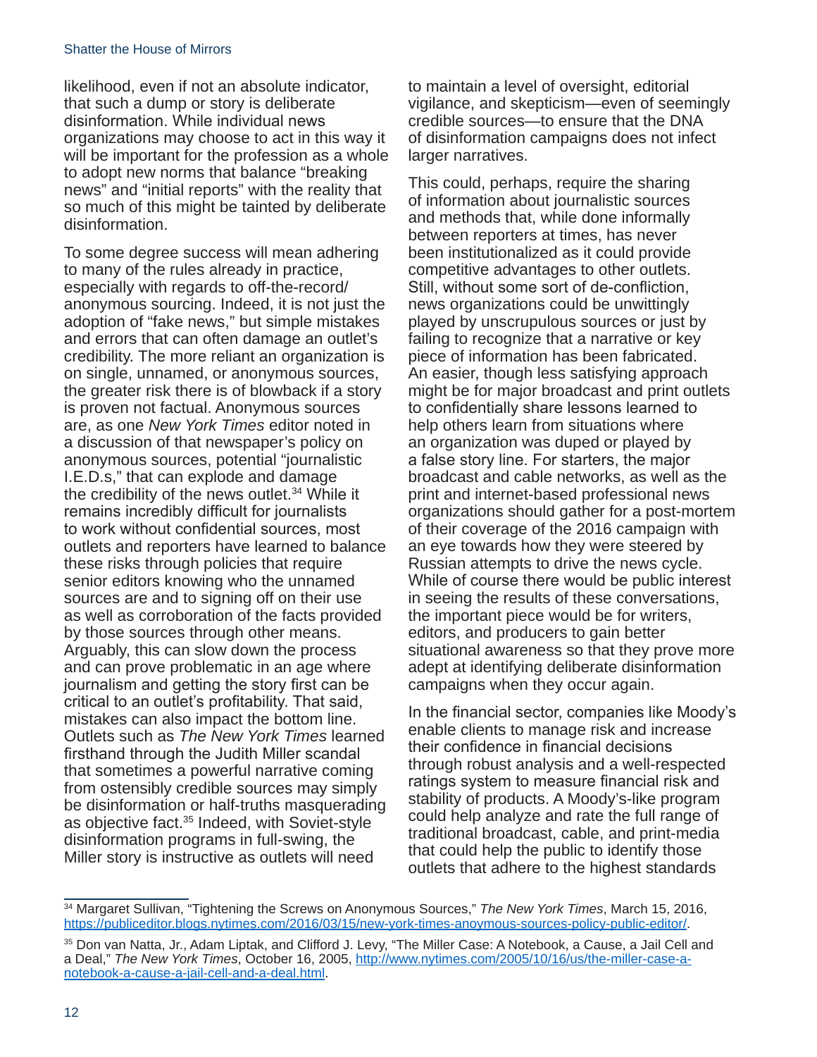likelihood, even if not an absolute indicator, that such a dump or story is deliberate disinformation. While individual news organizations may choose to act in this way it will be important for the profession as a whole to adopt new norms that balance "breaking news" and "initial reports" with the reality that so much of this might be tainted by deliberate disinformation.

To some degree success will mean adhering to many of the rules already in practice, especially with regards to off-the-record/anonymous sourcing. Indeed, it is not just the adoption of "fake news," but simple mistakes and errors that can often damage an outlet's credibility. The more reliant an organization is on single, unnamed, or anonymous sources, the greater risk there is of blowback if a story is proven not factual. Anonymous sources are, as one *New York Times* editor noted in a discussion of that newspaper's policy on anonymous sources, potential "journalistic I.E.D.s," that can explode and damage the credibility of the news outlet.[34] While it remains incredibly difficult for journalists to work without confidential sources, most outlets and reporters have learned to balance these risks through policies that require senior editors knowing who the unnamed sources are and to signing off on their use as well as corroboration of the facts provided by those sources through other means. Arguably, this can slow down the process and can prove problematic in an age where journalism and getting the story first can be critical to an outlet's profitability. That said, mistakes can also impact the bottom line. Outlets such as *The New York Times* learned firsthand through the Judith Miller scandal that sometimes a powerful narrative coming from ostensibly credible sources may simply be disinformation or half-truths masquerading as objective fact.[35] Indeed, with Soviet-style disinformation programs in full-swing, the Miller story is instructive as outlets will need to maintain a level of oversight, editorial vigilance, and skepticism—even of seemingly credible sources—to ensure that the DNA of disinformation campaigns does not infect larger narratives.

This could, perhaps, require the sharing of information about journalistic sources and methods that, while done informally between reporters at times, has never been institutionalized as it could provide competitive advantages to other outlets. Still, without some sort of de-confliction, news organizations could be unwittingly played by unscrupulous sources or just by failing to recognize that a narrative or key piece of information has been fabricated. An easier, though less satisfying approach might be for major broadcast and print outlets to confidentially share lessons learned to help others learn from situations where an organization was duped or played by a false story line. For starters, the major broadcast and cable networks, as well as the print and internet-based professional news organizations should gather for a post-mortem of their coverage of the 2016 campaign with an eye towards how they were steered by Russian attempts to drive the news cycle. While of course there would be public interest in seeing the results of these conversations, the important piece would be for writers, editors, and producers to gain better situational awareness so that they prove more adept at identifying deliberate disinformation campaigns when they occur again.

In the financial sector, companies like Moody's enable clients to manage risk and increase their confidence in financial decisions through robust analysis and a well-respected ratings system to measure financial risk and stability of products. A Moody's-like program could help analyze and rate the full range of traditional broadcast, cable, and print-media that could help the public to identify those outlets that adhere to the highest standards

---

[34] Margaret Sullivan, "Tightening the Screws on Anonymous Sources," *The New York Times*, March 15, 2016, https://publiceditor.blogs.nytimes.com/2016/03/15/new-york-times-anoymous-sources-policy-public-editor/.

[35] Don van Natta, Jr., Adam Liptak, and Clifford J. Levy, "The Miller Case: A Notebook, a Cause, a Jail Cell and a Deal," *The New York Times*, October 16, 2005, http://www.nytimes.com/2005/10/16/us/the-miller-case-a-notebook-a-cause-a-jail-cell-and-a-deal.html.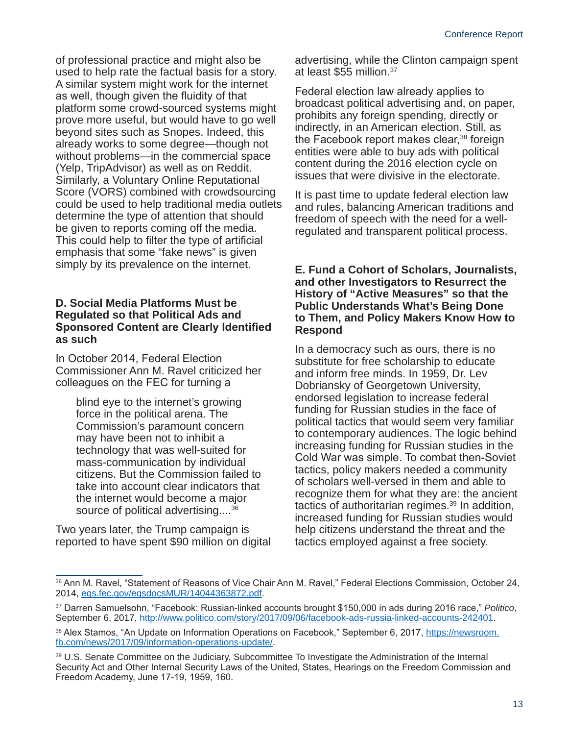of professional practice and might also be used to help rate the factual basis for a story. A similar system might work for the internet as well, though given the fluidity of that platform some crowd-sourced systems might prove more useful, but would have to go well beyond sites such as Snopes. Indeed, this already works to some degree—though not without problems—in the commercial space (Yelp, TripAdvisor) as well as on Reddit. Similarly, a Voluntary Online Reputational Score (VORS) combined with crowdsourcing could be used to help traditional media outlets determine the type of attention that should be given to reports coming off the media. This could help to filter the type of artificial emphasis that some "fake news" is given simply by its prevalence on the internet.

### D. Social Media Platforms Must be Regulated so that Political Ads and Sponsored Content are Clearly Identified as such

In October 2014, Federal Election Commissioner Ann M. Ravel criticized her colleagues on the FEC for turning a

> blind eye to the internet's growing force in the political arena. The Commission's paramount concern may have been not to inhibit a technology that was well-suited for mass-communication by individual citizens. But the Commission failed to take into account clear indicators that the internet would become a major source of political advertising....[36]

Two years later, the Trump campaign is reported to have spent $90 million on digital advertising, while the Clinton campaign spent at least $55 million.[37]

Federal election law already applies to broadcast political advertising and, on paper, prohibits any foreign spending, directly or indirectly, in an American election. Still, as the Facebook report makes clear,[38] foreign entities were able to buy ads with political content during the 2016 election cycle on issues that were divisive in the electorate.

It is past time to update federal election law and rules, balancing American traditions and freedom of speech with the need for a well-regulated and transparent political process.

### E. Fund a Cohort of Scholars, Journalists, and other Investigators to Resurrect the History of "Active Measures" so that the Public Understands What's Being Done to Them, and Policy Makers Know How to Respond

In a democracy such as ours, there is no substitute for free scholarship to educate and inform free minds. In 1959, Dr. Lev Dobriansky of Georgetown University, endorsed legislation to increase federal funding for Russian studies in the face of political tactics that would seem very familiar to contemporary audiences. The logic behind increasing funding for Russian studies in the Cold War was simple. To combat then-Soviet tactics, policy makers needed a community of scholars well-versed in them and able to recognize them for what they are: the ancient tactics of authoritarian regimes.[39] In addition, increased funding for Russian studies would help citizens understand the threat and the tactics employed against a free society.

---

[36] Ann M. Ravel, "Statement of Reasons of Vice Chair Ann M. Ravel," Federal Elections Commission, October 24, 2014, eqs.fec.gov/eqsdocsMUR/14044363872.pdf.

[37] Darren Samuelsohn, "Facebook: Russian-linked accounts brought $150,000 in ads during 2016 race," *Politico*, September 6, 2017, http://www.politico.com/story/2017/09/06/facebook-ads-russia-linked-accounts-242401.

[38] Alex Stamos, "An Update on Information Operations on Facebook," September 6, 2017, https://newsroom.fb.com/news/2017/09/information-operations-update/.

[39] U.S. Senate Committee on the Judiciary, Subcommittee To Investigate the Administration of the Internal Security Act and Other Internal Security Laws of the United, States, Hearings on the Freedom Commission and Freedom Academy, June 17-19, 1959, 160.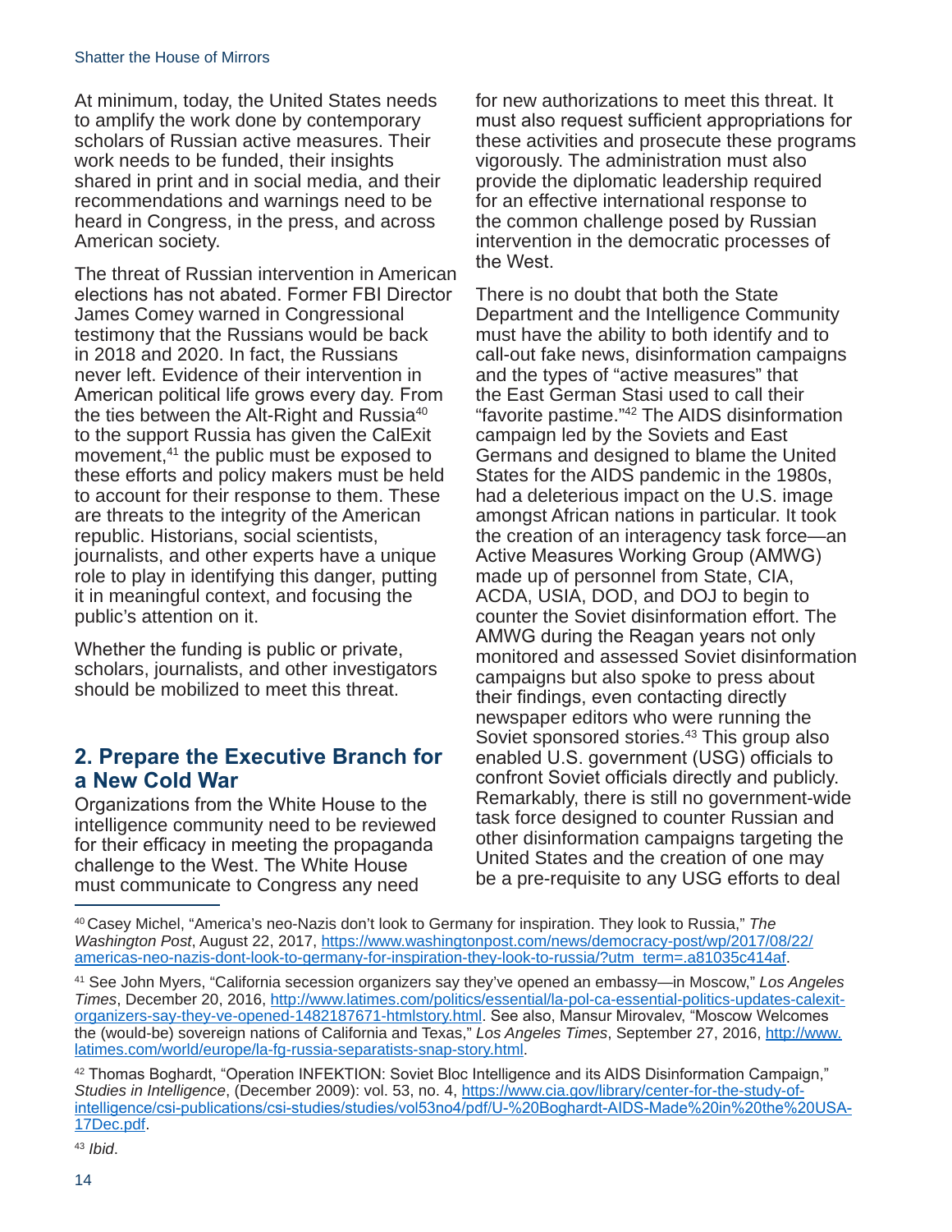At minimum, today, the United States needs to amplify the work done by contemporary scholars of Russian active measures. Their work needs to be funded, their insights shared in print and in social media, and their recommendations and warnings need to be heard in Congress, in the press, and across American society.

The threat of Russian intervention in American elections has not abated. Former FBI Director James Comey warned in Congressional testimony that the Russians would be back in 2018 and 2020. In fact, the Russians never left. Evidence of their intervention in American political life grows every day. From the ties between the Alt-Right and Russia[40] to the support Russia has given the CalExit movement,[41] the public must be exposed to these efforts and policy makers must be held to account for their response to them. These are threats to the integrity of the American republic. Historians, social scientists, journalists, and other experts have a unique role to play in identifying this danger, putting it in meaningful context, and focusing the public's attention on it.

Whether the funding is public or private, scholars, journalists, and other investigators should be mobilized to meet this threat.

## 2. Prepare the Executive Branch for a New Cold War

Organizations from the White House to the intelligence community need to be reviewed for their efficacy in meeting the propaganda challenge to the West. The White House must communicate to Congress any need for new authorizations to meet this threat. It must also request sufficient appropriations for these activities and prosecute these programs vigorously. The administration must also provide the diplomatic leadership required for an effective international response to the common challenge posed by Russian intervention in the democratic processes of the West.

There is no doubt that both the State Department and the Intelligence Community must have the ability to both identify and to call-out fake news, disinformation campaigns and the types of "active measures" that the East German Stasi used to call their "favorite pastime."[42] The AIDS disinformation campaign led by the Soviets and East Germans and designed to blame the United States for the AIDS pandemic in the 1980s, had a deleterious impact on the U.S. image amongst African nations in particular. It took the creation of an interagency task force—an Active Measures Working Group (AMWG) made up of personnel from State, CIA, ACDA, USIA, DOD, and DOJ to begin to counter the Soviet disinformation effort. The AMWG during the Reagan years not only monitored and assessed Soviet disinformation campaigns but also spoke to press about their findings, even contacting directly newspaper editors who were running the Soviet sponsored stories.[43] This group also enabled U.S. government (USG) officials to confront Soviet officials directly and publicly. Remarkably, there is still no government-wide task force designed to counter Russian and other disinformation campaigns targeting the United States and the creation of one may be a pre-requisite to any USG efforts to deal

---

[40] Casey Michel, "America's neo-Nazis don't look to Germany for inspiration. They look to Russia," *The Washington Post*, August 22, 2017, https://www.washingtonpost.com/news/democracy-post/wp/2017/08/22/americas-neo-nazis-dont-look-to-germany-for-inspiration-they-look-to-russia/?utm_term=.a81035c414af.

[41] See John Myers, "California secession organizers say they've opened an embassy—in Moscow," *Los Angeles Times*, December 20, 2016, http://www.latimes.com/politics/essential/la-pol-ca-essential-politics-updates-calexit-organizers-say-they-ve-opened-1482187671-htmlstory.html. See also, Mansur Mirovalev, "Moscow Welcomes the (would-be) sovereign nations of California and Texas," *Los Angeles Times*, September 27, 2016, http://www.latimes.com/world/europe/la-fg-russia-separatists-snap-story.html.

[42] Thomas Boghardt, "Operation INFEKTION: Soviet Bloc Intelligence and its AIDS Disinformation Campaign," *Studies in Intelligence*, (December 2009): vol. 53, no. 4, https://www.cia.gov/library/center-for-the-study-of-intelligence/csi-publications/csi-studies/studies/vol53no4/pdf/U-%20Boghardt-AIDS-Made%20in%20the%20USA-17Dec.pdf.

[43] *Ibid*.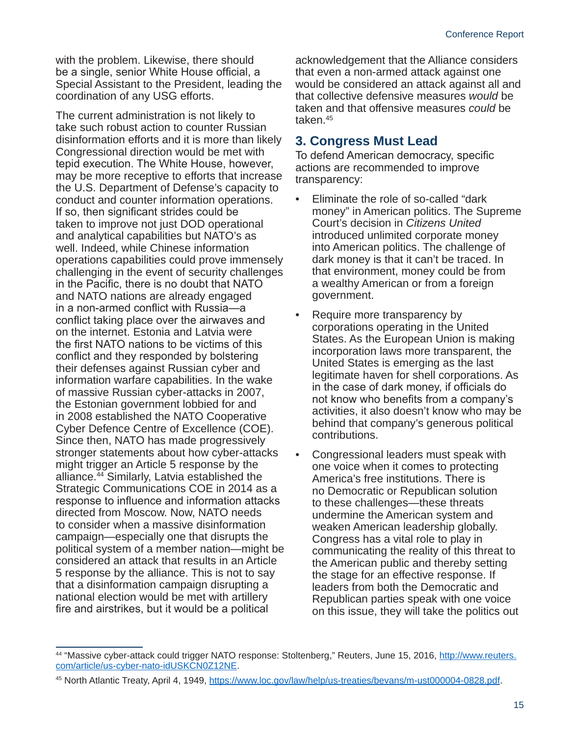with the problem. Likewise, there should be a single, senior White House official, a Special Assistant to the President, leading the coordination of any USG efforts.

The current administration is not likely to take such robust action to counter Russian disinformation efforts and it is more than likely Congressional direction would be met with tepid execution. The White House, however, may be more receptive to efforts that increase the U.S. Department of Defense's capacity to conduct and counter information operations. If so, then significant strides could be taken to improve not just DOD operational and analytical capabilities but NATO's as well. Indeed, while Chinese information operations capabilities could prove immensely challenging in the event of security challenges in the Pacific, there is no doubt that NATO and NATO nations are already engaged in a non-armed conflict with Russia—a conflict taking place over the airwaves and on the internet. Estonia and Latvia were the first NATO nations to be victims of this conflict and they responded by bolstering their defenses against Russian cyber and information warfare capabilities. In the wake of massive Russian cyber-attacks in 2007, the Estonian government lobbied for and in 2008 established the NATO Cooperative Cyber Defence Centre of Excellence (COE). Since then, NATO has made progressively stronger statements about how cyber-attacks might trigger an Article 5 response by the alliance.[44] Similarly, Latvia established the Strategic Communications COE in 2014 as a response to influence and information attacks directed from Moscow. Now, NATO needs to consider when a massive disinformation campaign—especially one that disrupts the political system of a member nation—might be considered an attack that results in an Article 5 response by the alliance. This is not to say that a disinformation campaign disrupting a national election would be met with artillery fire and airstrikes, but it would be a political acknowledgement that the Alliance considers that even a non-armed attack against one would be considered an attack against all and that collective defensive measures *would* be taken and that offensive measures *could* be taken.[45]

## 3. Congress Must Lead

To defend American democracy, specific actions are recommended to improve transparency:

- Eliminate the role of so-called "dark money" in American politics. The Supreme Court's decision in *Citizens United* introduced unlimited corporate money into American politics. The challenge of dark money is that it can't be traced. In that environment, money could be from a wealthy American or from a foreign government.
- Require more transparency by corporations operating in the United States. As the European Union is making incorporation laws more transparent, the United States is emerging as the last legitimate haven for shell corporations. As in the case of dark money, if officials do not know who benefits from a company's activities, it also doesn't know who may be behind that company's generous political contributions.
- Congressional leaders must speak with one voice when it comes to protecting America's free institutions. There is no Democratic or Republican solution to these challenges—these threats undermine the American system and weaken American leadership globally. Congress has a vital role to play in communicating the reality of this threat to the American public and thereby setting the stage for an effective response. If leaders from both the Democratic and Republican parties speak with one voice on this issue, they will take the politics out

---

[44] "Massive cyber-attack could trigger NATO response: Stoltenberg," Reuters, June 15, 2016, http://www.reuters.com/article/us-cyber-nato-idUSKCN0Z12NE.

[45] North Atlantic Treaty, April 4, 1949, https://www.loc.gov/law/help/us-treaties/bevans/m-ust000004-0828.pdf.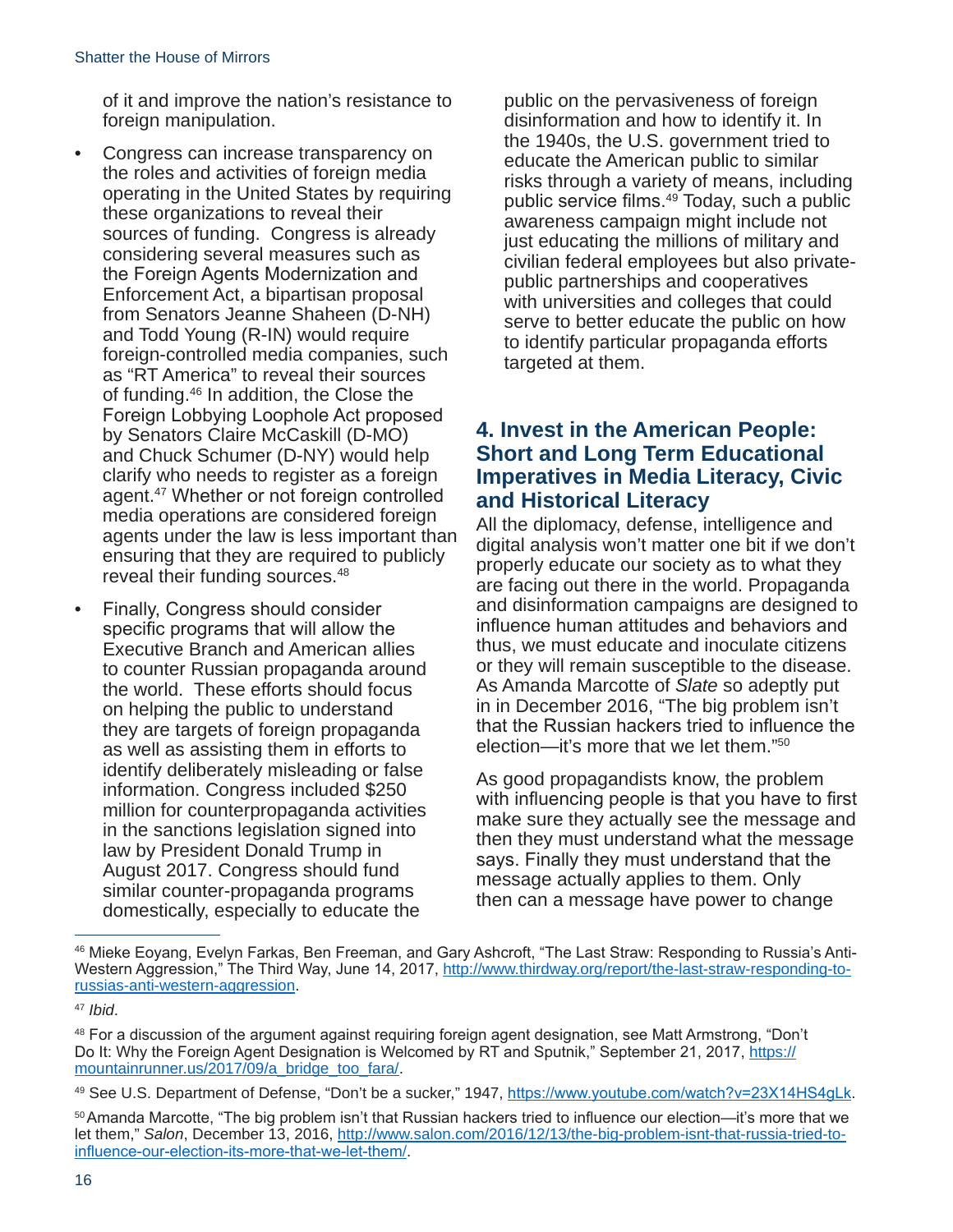of it and improve the nation's resistance to foreign manipulation.

- Congress can increase transparency on the roles and activities of foreign media operating in the United States by requiring these organizations to reveal their sources of funding. Congress is already considering several measures such as the Foreign Agents Modernization and Enforcement Act, a bipartisan proposal from Senators Jeanne Shaheen (D-NH) and Todd Young (R-IN) would require foreign-controlled media companies, such as "RT America" to reveal their sources of funding.[46] In addition, the Close the Foreign Lobbying Loophole Act proposed by Senators Claire McCaskill (D-MO) and Chuck Schumer (D-NY) would help clarify who needs to register as a foreign agent.[47] Whether or not foreign controlled media operations are considered foreign agents under the law is less important than ensuring that they are required to publicly reveal their funding sources.[48]

- Finally, Congress should consider specific programs that will allow the Executive Branch and American allies to counter Russian propaganda around the world. These efforts should focus on helping the public to understand they are targets of foreign propaganda as well as assisting them in efforts to identify deliberately misleading or false information. Congress included $250 million for counterpropaganda activities in the sanctions legislation signed into law by President Donald Trump in August 2017. Congress should fund similar counter-propaganda programs domestically, especially to educate the public on the pervasiveness of foreign disinformation and how to identify it. In the 1940s, the U.S. government tried to educate the American public to similar risks through a variety of means, including public service films.[49] Today, such a public awareness campaign might include not just educating the millions of military and civilian federal employees but also private-public partnerships and cooperatives with universities and colleges that could serve to better educate the public on how to identify particular propaganda efforts targeted at them.

## 4. Invest in the American People: Short and Long Term Educational Imperatives in Media Literacy, Civic and Historical Literacy

All the diplomacy, defense, intelligence and digital analysis won't matter one bit if we don't properly educate our society as to what they are facing out there in the world. Propaganda and disinformation campaigns are designed to influence human attitudes and behaviors and thus, we must educate and inoculate citizens or they will remain susceptible to the disease. As Amanda Marcotte of *Slate* so adeptly put in in December 2016, "The big problem isn't that the Russian hackers tried to influence the election—it's more that we let them."[50]

As good propagandists know, the problem with influencing people is that you have to first make sure they actually see the message and then they must understand what the message says. Finally they must understand that the message actually applies to them. Only then can a message have power to change

---

[46] Mieke Eoyang, Evelyn Farkas, Ben Freeman, and Gary Ashcroft, "The Last Straw: Responding to Russia's Anti-Western Aggression," The Third Way, June 14, 2017, http://www.thirdway.org/report/the-last-straw-responding-to-russias-anti-western-aggression.

[47] *Ibid*.

[48] For a discussion of the argument against requiring foreign agent designation, see Matt Armstrong, "Don't Do It: Why the Foreign Agent Designation is Welcomed by RT and Sputnik," September 21, 2017, https://mountainrunner.us/2017/09/a_bridge_too_fara/.

[49] See U.S. Department of Defense, "Don't be a sucker," 1947, https://www.youtube.com/watch?v=23X14HS4gLk.

[50] Amanda Marcotte, "The big problem isn't that Russian hackers tried to influence our election—it's more that we let them," *Salon*, December 13, 2016, http://www.salon.com/2016/12/13/the-big-problem-isnt-that-russia-tried-to-influence-our-election-its-more-that-we-let-them/.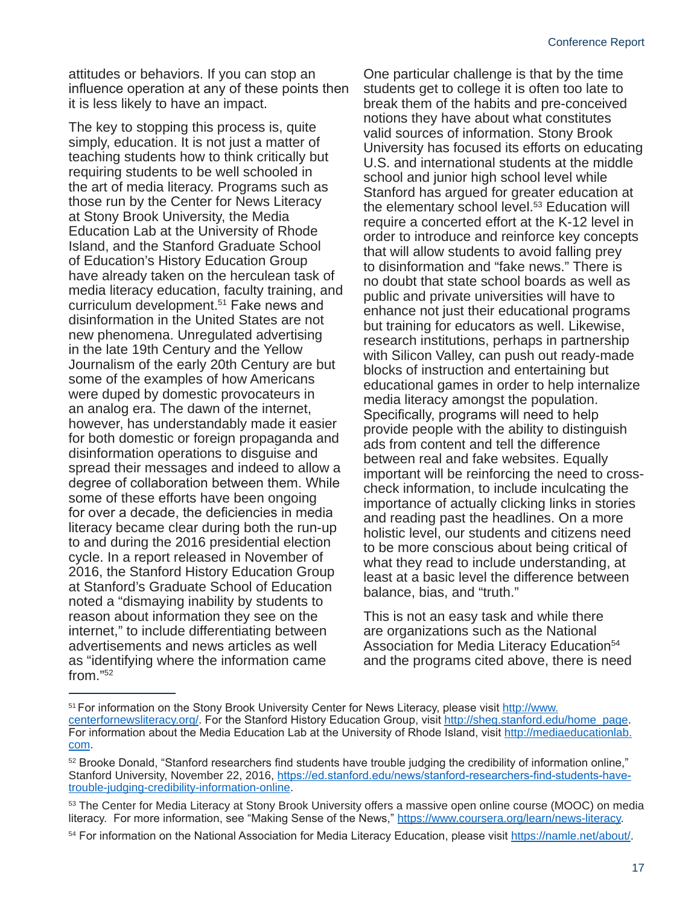attitudes or behaviors. If you can stop an influence operation at any of these points then it is less likely to have an impact.

The key to stopping this process is, quite simply, education. It is not just a matter of teaching students how to think critically but requiring students to be well schooled in the art of media literacy. Programs such as those run by the Center for News Literacy at Stony Brook University, the Media Education Lab at the University of Rhode Island, and the Stanford Graduate School of Education's History Education Group have already taken on the herculean task of media literacy education, faculty training, and curriculum development.[51] Fake news and disinformation in the United States are not new phenomena. Unregulated advertising in the late 19th Century and the Yellow Journalism of the early 20th Century are but some of the examples of how Americans were duped by domestic provocateurs in an analog era. The dawn of the internet, however, has understandably made it easier for both domestic or foreign propaganda and disinformation operations to disguise and spread their messages and indeed to allow a degree of collaboration between them. While some of these efforts have been ongoing for over a decade, the deficiencies in media literacy became clear during both the run-up to and during the 2016 presidential election cycle. In a report released in November of 2016, the Stanford History Education Group at Stanford's Graduate School of Education noted a "dismaying inability by students to reason about information they see on the internet," to include differentiating between advertisements and news articles as well as "identifying where the information came from."[52]

One particular challenge is that by the time students get to college it is often too late to break them of the habits and pre-conceived notions they have about what constitutes valid sources of information. Stony Brook University has focused its efforts on educating U.S. and international students at the middle school and junior high school level while Stanford has argued for greater education at the elementary school level.[53] Education will require a concerted effort at the K-12 level in order to introduce and reinforce key concepts that will allow students to avoid falling prey to disinformation and "fake news." There is no doubt that state school boards as well as public and private universities will have to enhance not just their educational programs but training for educators as well. Likewise, research institutions, perhaps in partnership with Silicon Valley, can push out ready-made blocks of instruction and entertaining but educational games in order to help internalize media literacy amongst the population. Specifically, programs will need to help provide people with the ability to distinguish ads from content and tell the difference between real and fake websites. Equally important will be reinforcing the need to cross-check information, to include inculcating the importance of actually clicking links in stories and reading past the headlines. On a more holistic level, our students and citizens need to be more conscious about being critical of what they read to include understanding, at least at a basic level the difference between balance, bias, and "truth."

This is not an easy task and while there are organizations such as the National Association for Media Literacy Education[54] and the programs cited above, there is need

---

[51] For information on the Stony Brook University Center for News Literacy, please visit http://www.centerfornewsliteracy.org/. For the Stanford History Education Group, visit http://sheg.stanford.edu/home_page. For information about the Media Education Lab at the University of Rhode Island, visit http://mediaeducationlab.com.

[52] Brooke Donald, "Stanford researchers find students have trouble judging the credibility of information online," Stanford University, November 22, 2016, https://ed.stanford.edu/news/stanford-researchers-find-students-have-trouble-judging-credibility-information-online.

[53] The Center for Media Literacy at Stony Brook University offers a massive open online course (MOOC) on media literacy. For more information, see "Making Sense of the News," https://www.coursera.org/learn/news-literacy.

[54] For information on the National Association for Media Literacy Education, please visit https://namle.net/about/.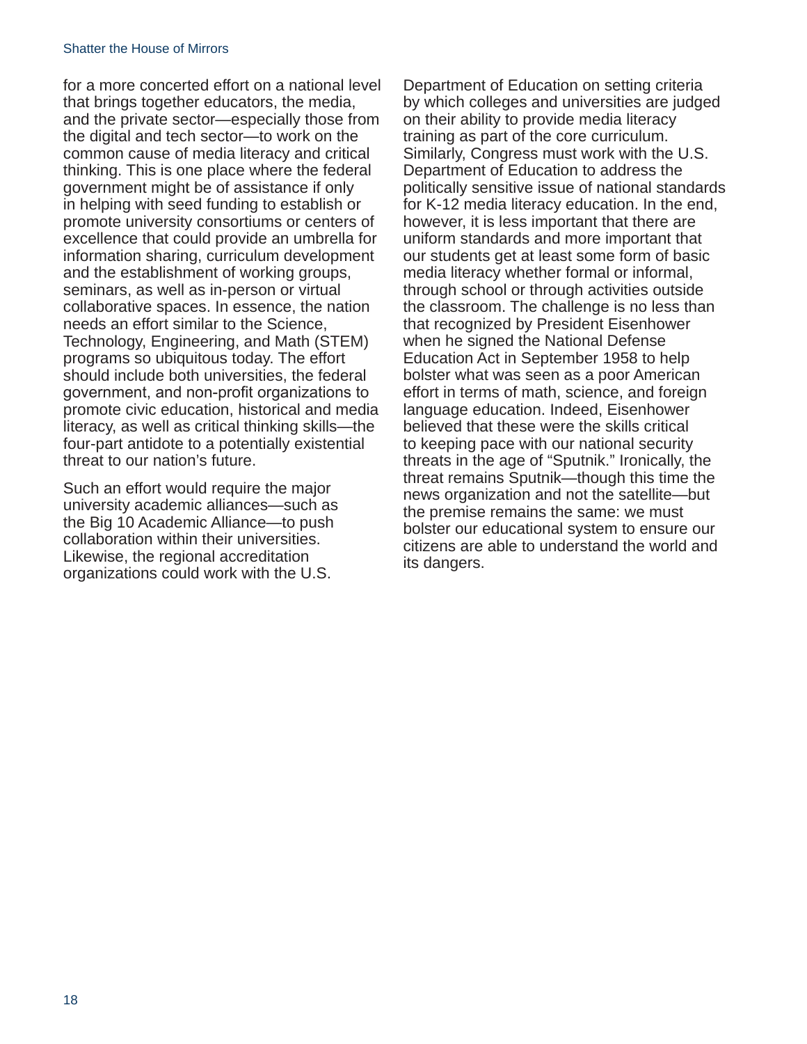for a more concerted effort on a national level that brings together educators, the media, and the private sector—especially those from the digital and tech sector—to work on the common cause of media literacy and critical thinking. This is one place where the federal government might be of assistance if only in helping with seed funding to establish or promote university consortiums or centers of excellence that could provide an umbrella for information sharing, curriculum development and the establishment of working groups, seminars, as well as in-person or virtual collaborative spaces. In essence, the nation needs an effort similar to the Science, Technology, Engineering, and Math (STEM) programs so ubiquitous today. The effort should include both universities, the federal government, and non-profit organizations to promote civic education, historical and media literacy, as well as critical thinking skills—the four-part antidote to a potentially existential threat to our nation's future.

Such an effort would require the major university academic alliances—such as the Big 10 Academic Alliance—to push collaboration within their universities. Likewise, the regional accreditation organizations could work with the U.S. Department of Education on setting criteria by which colleges and universities are judged on their ability to provide media literacy training as part of the core curriculum. Similarly, Congress must work with the U.S. Department of Education to address the politically sensitive issue of national standards for K-12 media literacy education. In the end, however, it is less important that there are uniform standards and more important that our students get at least some form of basic media literacy whether formal or informal, through school or through activities outside the classroom. The challenge is no less than that recognized by President Eisenhower when he signed the National Defense Education Act in September 1958 to help bolster what was seen as a poor American effort in terms of math, science, and foreign language education. Indeed, Eisenhower believed that these were the skills critical to keeping pace with our national security threats in the age of "Sputnik." Ironically, the threat remains Sputnik—though this time the news organization and not the satellite—but the premise remains the same: we must bolster our educational system to ensure our citizens are able to understand the world and its dangers.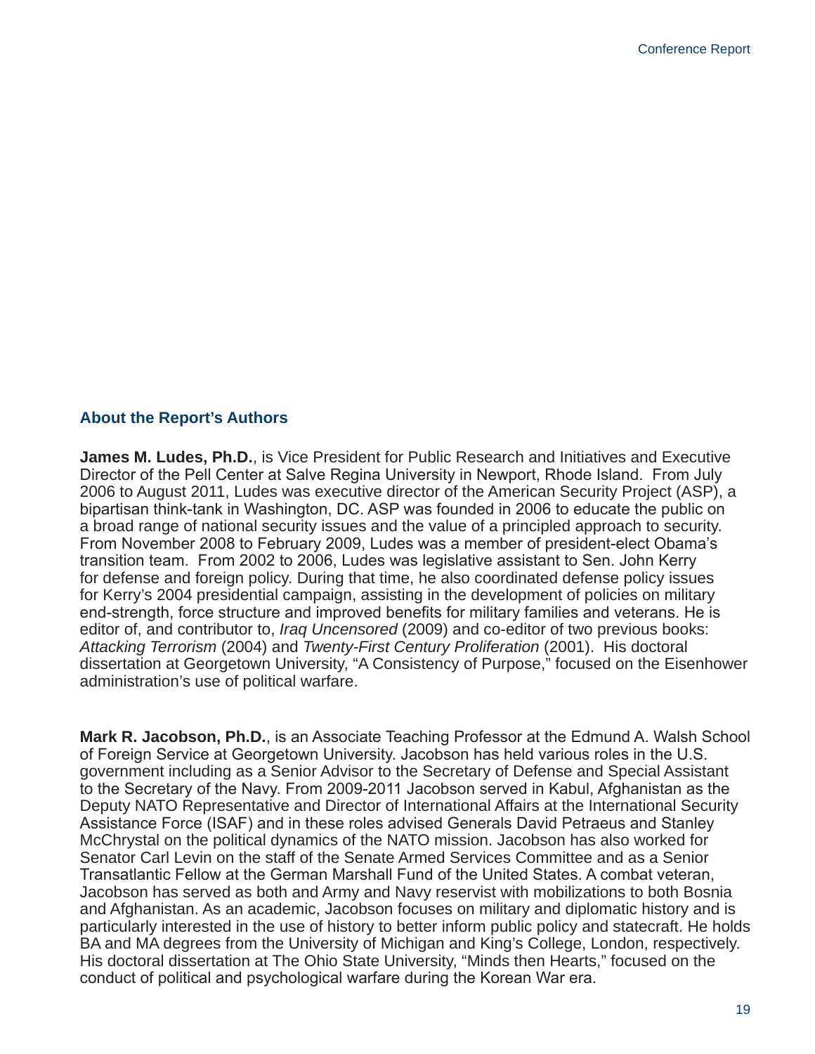## About the Report's Authors

**James M. Ludes, Ph.D.**, is Vice President for Public Research and Initiatives and Executive Director of the Pell Center at Salve Regina University in Newport, Rhode Island. From July 2006 to August 2011, Ludes was executive director of the American Security Project (ASP), a bipartisan think-tank in Washington, DC. ASP was founded in 2006 to educate the public on a broad range of national security issues and the value of a principled approach to security. From November 2008 to February 2009, Ludes was a member of president-elect Obama's transition team. From 2002 to 2006, Ludes was legislative assistant to Sen. John Kerry for defense and foreign policy. During that time, he also coordinated defense policy issues for Kerry's 2004 presidential campaign, assisting in the development of policies on military end-strength, force structure and improved benefits for military families and veterans. He is editor of, and contributor to, *Iraq Uncensored* (2009) and co-editor of two previous books: *Attacking Terrorism* (2004) and *Twenty-First Century Proliferation* (2001). His doctoral dissertation at Georgetown University, "A Consistency of Purpose," focused on the Eisenhower administration's use of political warfare.

**Mark R. Jacobson, Ph.D.**, is an Associate Teaching Professor at the Edmund A. Walsh School of Foreign Service at Georgetown University. Jacobson has held various roles in the U.S. government including as a Senior Advisor to the Secretary of Defense and Special Assistant to the Secretary of the Navy. From 2009-2011 Jacobson served in Kabul, Afghanistan as the Deputy NATO Representative and Director of International Affairs at the International Security Assistance Force (ISAF) and in these roles advised Generals David Petraeus and Stanley McChrystal on the political dynamics of the NATO mission. Jacobson has also worked for Senator Carl Levin on the staff of the Senate Armed Services Committee and as a Senior Transatlantic Fellow at the German Marshall Fund of the United States. A combat veteran, Jacobson has served as both and Army and Navy reservist with mobilizations to both Bosnia and Afghanistan. As an academic, Jacobson focuses on military and diplomatic history and is particularly interested in the use of history to better inform public policy and statecraft. He holds BA and MA degrees from the University of Michigan and King's College, London, respectively. His doctoral dissertation at The Ohio State University, "Minds then Hearts," focused on the conduct of political and psychological warfare during the Korean War era.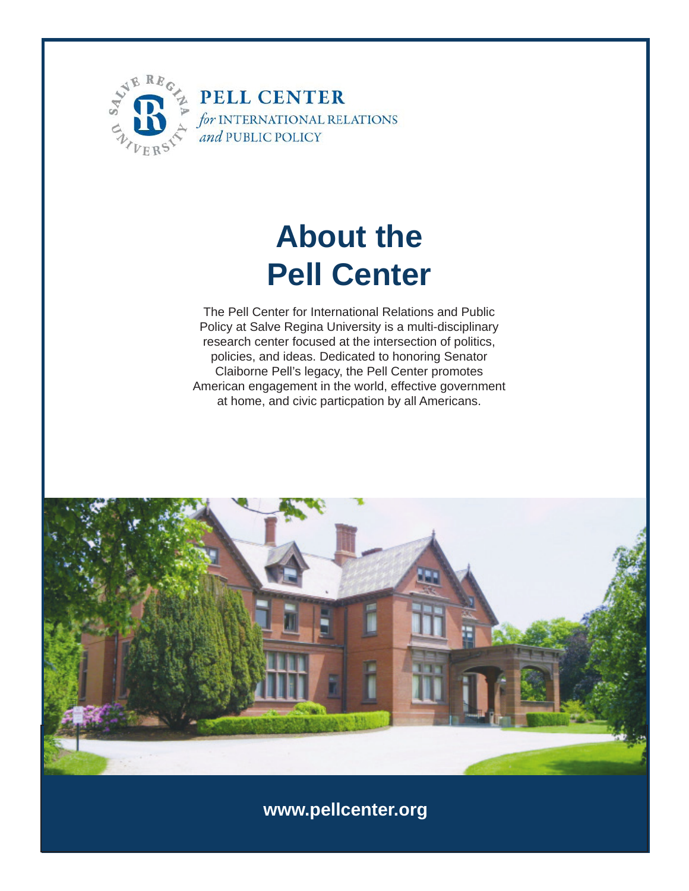PELL CENTER

*for* INTERNATIONAL RELATIONS
*and* PUBLIC POLICY

# About the Pell Center

The Pell Center for International Relations and Public Policy at Salve Regina University is a multi-disciplinary research center focused at the intersection of politics, policies, and ideas. Dedicated to honoring Senator Claiborne Pell's legacy, the Pell Center promotes American engagement in the world, effective government at home, and civic particpation by all Americans.

**www.pellcenter.org**